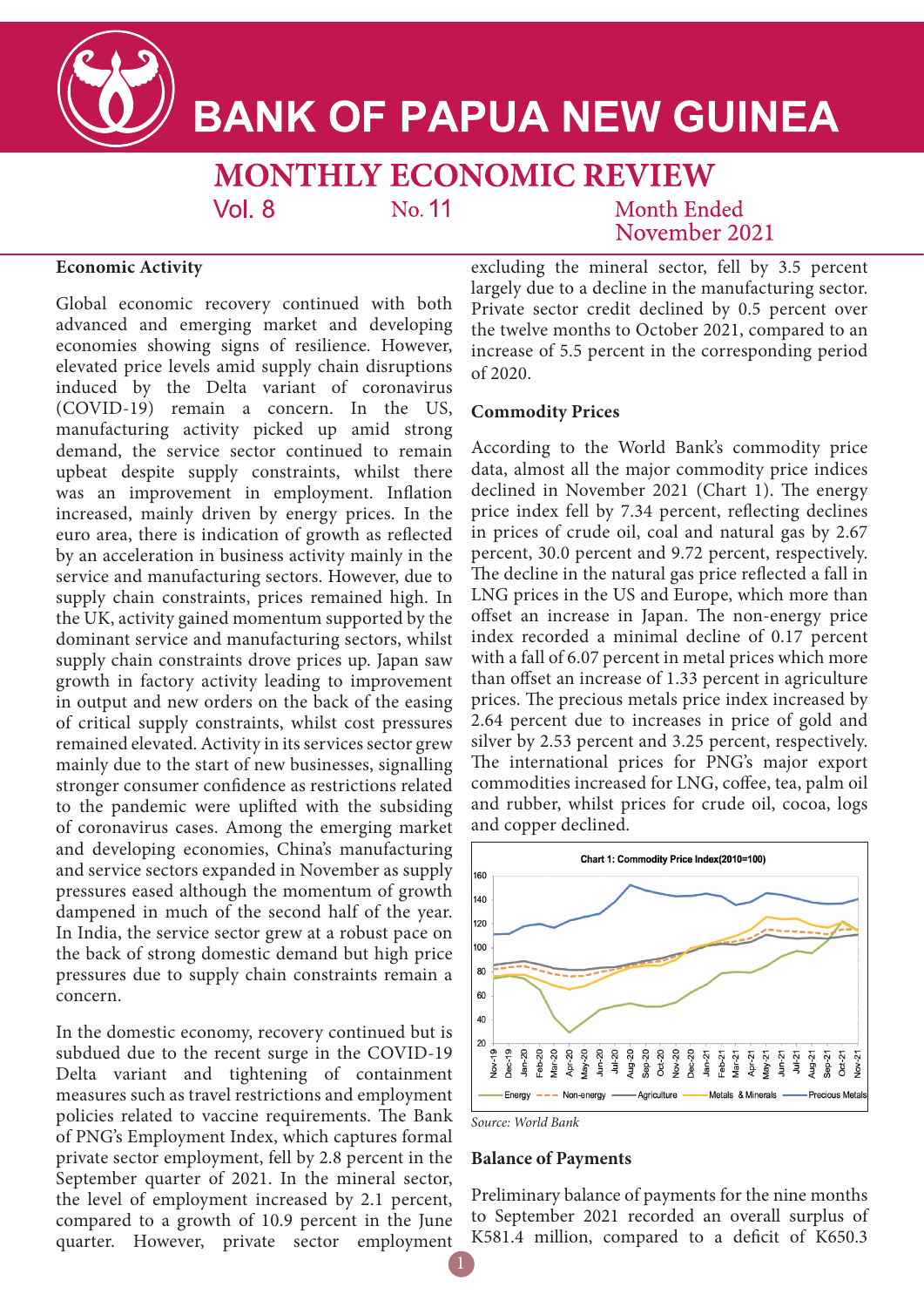# BANK OF PAPUA NEW GUINEA

## MONTHLY ECONOMIC REVIEW

Vol. 8 No. 11 Month Ended November 2021

### Economic Activity

Global economic recovery continued with both advanced and emerging market and developing economies showing signs of resilience. However, elevated price levels amid supply chain disruptions induced by the Delta variant of coronavirus (COVID-19) remain a concern. In the US, manufacturing activity picked up amid strong demand, the service sector continued to remain upbeat despite supply constraints, whilst there was an improvement in employment. Inflation increased, mainly driven by energy prices. In the euro area, there is indication of growth as reflected by an acceleration in business activity mainly in the service and manufacturing sectors. However, due to supply chain constraints, prices remained high. In the UK, activity gained momentum supported by the dominant service and manufacturing sectors, whilst supply chain constraints drove prices up. Japan saw growth in factory activity leading to improvement in output and new orders on the back of the easing of critical supply constraints, whilst cost pressures remained elevated. Activity in its services sector grew mainly due to the start of new businesses, signalling stronger consumer confidence as restrictions related to the pandemic were uplifted with the subsiding of coronavirus cases. Among the emerging market and developing economies, China's manufacturing and service sectors expanded in November as supply pressures eased although the momentum of growth dampened in much of the second half of the year. In India, the service sector grew at a robust pace on the back of strong domestic demand but high price pressures due to supply chain constraints remain a concern.

In the domestic economy, recovery continued but is subdued due to the recent surge in the COVID-19 Delta variant and tightening of containment measures such as travel restrictions and employment policies related to vaccine requirements. The Bank of PNG's Employment Index, which captures formal private sector employment, fell by 2.8 percent in the September quarter of 2021. In the mineral sector, the level of employment increased by 2.1 percent, compared to a growth of 10.9 percent in the June quarter. However, private sector employment excluding the mineral sector, fell by 3.5 percent largely due to a decline in the manufacturing sector. Private sector credit declined by 0.5 percent over the twelve months to October 2021, compared to an increase of 5.5 percent in the corresponding period of 2020.

### Commodity Prices

According to the World Bank's commodity price data, almost all the major commodity price indices declined in November 2021 (Chart 1). The energy price index fell by 7.34 percent, reflecting declines in prices of crude oil, coal and natural gas by 2.67 percent, 30.0 percent and 9.72 percent, respectively. The decline in the natural gas price reflected a fall in LNG prices in the US and Europe, which more than offset an increase in Japan. The non-energy price index recorded a minimal decline of 0.17 percent with a fall of 6.07 percent in metal prices which more than offset an increase of 1.33 percent in agriculture prices. The precious metals price index increased by 2.64 percent due to increases in price of gold and silver by 2.53 percent and 3.25 percent, respectively. The international prices for PNG's major export commodities increased for LNG, coffee, tea, palm oil and rubber, whilst prices for crude oil, cocoa, logs and copper declined.

Chart 1: Commodity Price Index(2010=100)

*Source: World Bank*

### Balance of Payments

Preliminary balance of payments for the nine months to September 2021 recorded an overall surplus of K581.4 million, compared to a deficit of K650.3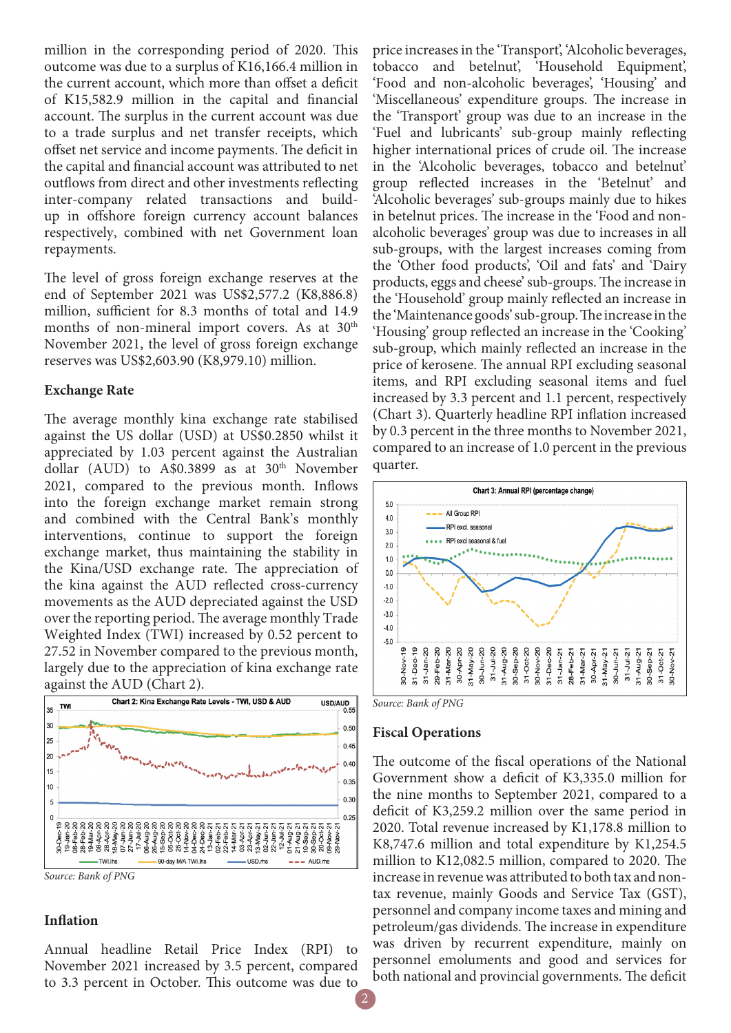million in the corresponding period of 2020. This outcome was due to a surplus of K16,166.4 million in the current account, which more than offset a deficit of K15,582.9 million in the capital and financial account. The surplus in the current account was due to a trade surplus and net transfer receipts, which offset net service and income payments. The deficit in the capital and financial account was attributed to net outflows from direct and other investments reflecting inter-company related transactions and build-up in offshore foreign currency account balances respectively, combined with net Government loan repayments.

The level of gross foreign exchange reserves at the end of September 2021 was US$2,577.2 (K8,886.8) million, sufficient for 8.3 months of total and 14.9 months of non-mineral import covers. As at 30th November 2021, the level of gross foreign exchange reserves was US$2,603.90 (K8,979.10) million.

## Exchange Rate

The average monthly kina exchange rate stabilised against the US dollar (USD) at US$0.2850 whilst it appreciated by 1.03 percent against the Australian dollar (AUD) to A$0.3899 as at 30th November 2021, compared to the previous month. Inflows into the foreign exchange market remain strong and combined with the Central Bank's monthly interventions, continue to support the foreign exchange market, thus maintaining the stability in the Kina/USD exchange rate. The appreciation of the kina against the AUD reflected cross-currency movements as the AUD depreciated against the USD over the reporting period. The average monthly Trade Weighted Index (TWI) increased by 0.52 percent to 27.52 in November compared to the previous month, largely due to the appreciation of kina exchange rate against the AUD (Chart 2).

Chart 2: Kina Exchange Rate Levels - TWI, USD & AUD

*Source: Bank of PNG*

## Inflation

Annual headline Retail Price Index (RPI) to November 2021 increased by 3.5 percent, compared to 3.3 percent in October. This outcome was due to price increases in the 'Transport', 'Alcoholic beverages, tobacco and betelnut', 'Household Equipment', 'Food and non-alcoholic beverages', 'Housing' and 'Miscellaneous' expenditure groups. The increase in the 'Transport' group was due to an increase in the 'Fuel and lubricants' sub-group mainly reflecting higher international prices of crude oil. The increase in the 'Alcoholic beverages, tobacco and betelnut' group reflected increases in the 'Betelnut' and 'Alcoholic beverages' sub-groups mainly due to hikes in betelnut prices. The increase in the 'Food and non-alcoholic beverages' group was due to increases in all sub-groups, with the largest increases coming from the 'Other food products', 'Oil and fats' and 'Dairy products, eggs and cheese' sub-groups. The increase in the 'Household' group mainly reflected an increase in the 'Maintenance goods' sub-group. The increase in the 'Housing' group reflected an increase in the 'Cooking' sub-group, which mainly reflected an increase in the price of kerosene. The annual RPI excluding seasonal items, and RPI excluding seasonal items and fuel increased by 3.3 percent and 1.1 percent, respectively (Chart 3). Quarterly headline RPI inflation increased by 0.3 percent in the three months to November 2021, compared to an increase of 1.0 percent in the previous quarter.

Chart 3: Annual RPI (percentage change)

*Source: Bank of PNG*

## Fiscal Operations

The outcome of the fiscal operations of the National Government show a deficit of K3,335.0 million for the nine months to September 2021, compared to a deficit of K3,259.2 million over the same period in 2020. Total revenue increased by K1,178.8 million to K8,747.6 million and total expenditure by K1,254.5 million to K12,082.5 million, compared to 2020. The increase in revenue was attributed to both tax and non-tax revenue, mainly Goods and Service Tax (GST), personnel and company income taxes and mining and petroleum/gas dividends. The increase in expenditure was driven by recurrent expenditure, mainly on personnel emoluments and good and services for both national and provincial governments. The deficit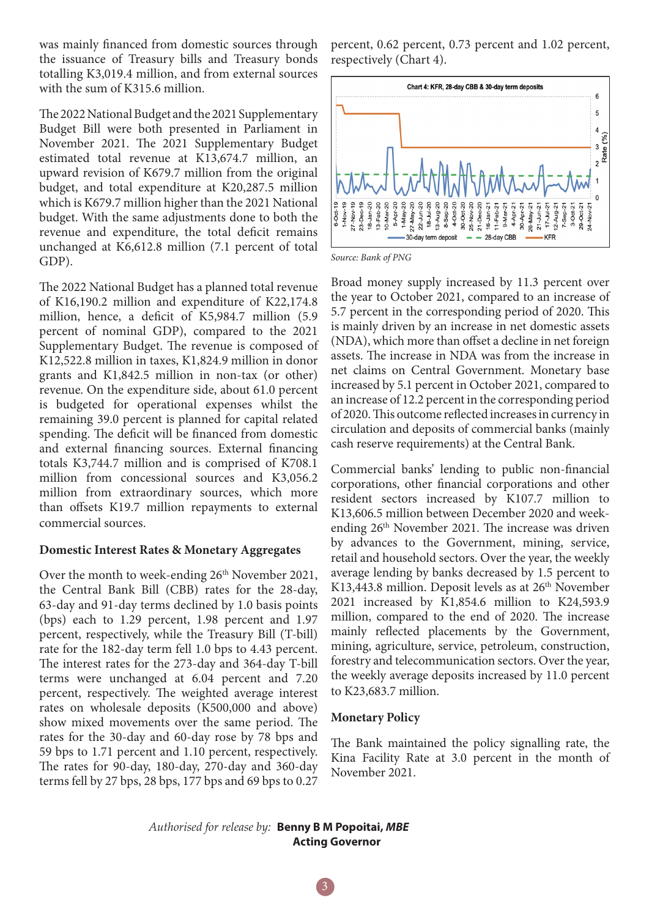was mainly financed from domestic sources through the issuance of Treasury bills and Treasury bonds totalling K3,019.4 million, and from external sources with the sum of K315.6 million.

The 2022 National Budget and the 2021 Supplementary Budget Bill were both presented in Parliament in November 2021. The 2021 Supplementary Budget estimated total revenue at K13,674.7 million, an upward revision of K679.7 million from the original budget, and total expenditure at K20,287.5 million which is K679.7 million higher than the 2021 National budget. With the same adjustments done to both the revenue and expenditure, the total deficit remains unchanged at K6,612.8 million (7.1 percent of total GDP).

The 2022 National Budget has a planned total revenue of K16,190.2 million and expenditure of K22,174.8 million, hence, a deficit of K5,984.7 million (5.9 percent of nominal GDP), compared to the 2021 Supplementary Budget. The revenue is composed of K12,522.8 million in taxes, K1,824.9 million in donor grants and K1,842.5 million in non-tax (or other) revenue. On the expenditure side, about 61.0 percent is budgeted for operational expenses whilst the remaining 39.0 percent is planned for capital related spending. The deficit will be financed from domestic and external financing sources. External financing totals K3,744.7 million and is comprised of K708.1 million from concessional sources and K3,056.2 million from extraordinary sources, which more than offsets K19.7 million repayments to external commercial sources.

## Domestic Interest Rates & Monetary Aggregates

Over the month to week-ending 26th November 2021, the Central Bank Bill (CBB) rates for the 28-day, 63-day and 91-day terms declined by 1.0 basis points (bps) each to 1.29 percent, 1.98 percent and 1.97 percent, respectively, while the Treasury Bill (T-bill) rate for the 182-day term fell 1.0 bps to 4.43 percent. The interest rates for the 273-day and 364-day T-bill terms were unchanged at 6.04 percent and 7.20 percent, respectively. The weighted average interest rates on wholesale deposits (K500,000 and above) show mixed movements over the same period. The rates for the 30-day and 60-day rose by 78 bps and 59 bps to 1.71 percent and 1.10 percent, respectively. The rates for 90-day, 180-day, 270-day and 360-day terms fell by 27 bps, 28 bps, 177 bps and 69 bps to 0.27 percent, 0.62 percent, 0.73 percent and 1.02 percent, respectively (Chart 4).

Chart 4: KFR, 28-day CBB & 30-day term deposits

*Source: Bank of PNG*

Broad money supply increased by 11.3 percent over the year to October 2021, compared to an increase of 5.7 percent in the corresponding period of 2020. This is mainly driven by an increase in net domestic assets (NDA), which more than offset a decline in net foreign assets. The increase in NDA was from the increase in net claims on Central Government. Monetary base increased by 5.1 percent in October 2021, compared to an increase of 12.2 percent in the corresponding period of 2020. This outcome reflected increases in currency in circulation and deposits of commercial banks (mainly cash reserve requirements) at the Central Bank.

Commercial banks' lending to public non-financial corporations, other financial corporations and other resident sectors increased by K107.7 million to K13,606.5 million between December 2020 and week-ending 26th November 2021. The increase was driven by advances to the Government, mining, service, retail and household sectors. Over the year, the weekly average lending by banks decreased by 1.5 percent to K13,443.8 million. Deposit levels as at 26th November 2021 increased by K1,854.6 million to K24,593.9 million, compared to the end of 2020. The increase mainly reflected placements by the Government, mining, agriculture, service, petroleum, construction, forestry and telecommunication sectors. Over the year, the weekly average deposits increased by 11.0 percent to K23,683.7 million.

## Monetary Policy

The Bank maintained the policy signalling rate, the Kina Facility Rate at 3.0 percent in the month of November 2021.

*Authorised for release by:* **Benny B M Popoitai, *MBE***
**Acting Governor**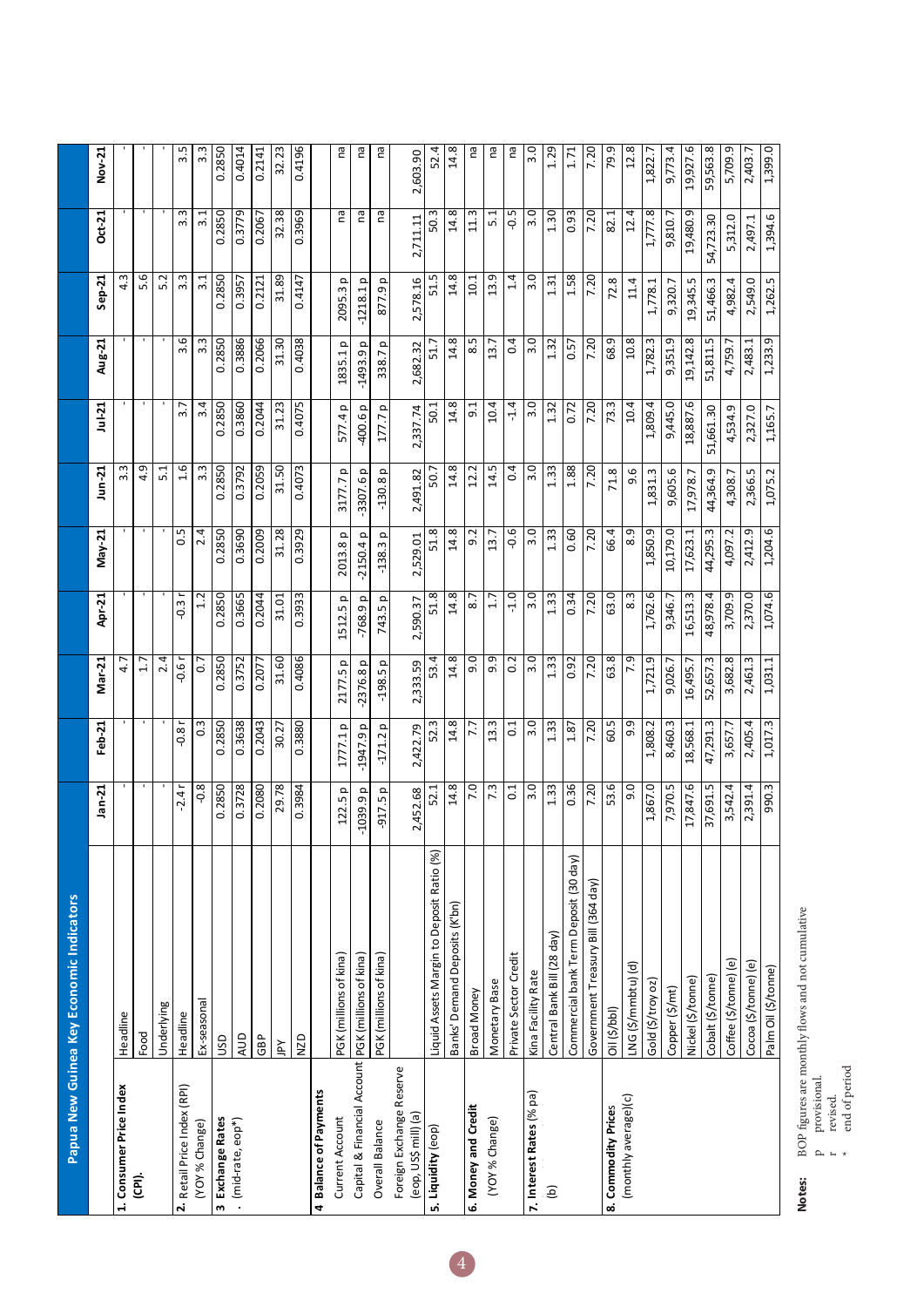# Papua New Guinea Key Economic Indicators

| | | Jan-21 | Feb-21 | Mar-21 | Apr-21 | May-21 | Jun-21 | Jul-21 | Aug-21 | Sep-21 | Oct-21 | Nov-21 |
|---|---|---|---|---|---|---|---|---|---|---|---|---|
| **1. Consumer Price Index (CPI).** | Headline | - | - | 4.7 | - | - | 3.3 | - | - | 4.3 | - | - |
| | Food | - | - | 1.7 | - | - | 4.9 | - | - | 5.6 | - | - |
| | Underlying | - | - | 2.4 | - | - | 5.1 | - | - | 5.2 | - | - |
| **2.** Retail Price Index (RPI) (YOY % Change) | Headline | -2.4 r | -0.8 r | -0.6 r | -0.3 r | 0.5 | 1.6 | 3.7 | 3.6 | 3.3 | 3.3 | 3.5 |
| | Ex-seasonal | -0.8 | 0.3 | 0.7 | 1.2 | 2.4 | 3.3 | 3.4 | 3.3 | 3.1 | 3.1 | 3.3 |
| **3. Exchange Rates** (mid-rate, eop*) | USD | 0.2850 | 0.2850 | 0.2850 | 0.2850 | 0.2850 | 0.2850 | 0.2850 | 0.2850 | 0.2850 | 0.2850 | 0.2850 |
| | AUD | 0.3728 | 0.3638 | 0.3752 | 0.3665 | 0.3690 | 0.3792 | 0.3860 | 0.3886 | 0.3957 | 0.3779 | 0.4014 |
| | GBP | 0.2080 | 0.2043 | 0.2077 | 0.2044 | 0.2009 | 0.2059 | 0.2044 | 0.2066 | 0.2121 | 0.2067 | 0.2141 |
| | JPY | 29.78 | 30.27 | 31.60 | 31.01 | 31.28 | 31.50 | 31.23 | 31.30 | 31.89 | 32.38 | 32.23 |
| | NZD | 0.3984 | 0.3880 | 0.4086 | 0.3933 | 0.3929 | 0.4073 | 0.4075 | 0.4038 | 0.4147 | 0.3969 | 0.4196 |
| **4 Balance of Payments** | | | | | | | | | | | | |
| Current Account | PGK (millions of kina) | 122.5 p | 1777.1 p | 2177.5 p | 1512.5 p | 2013.8 p | 3177.7 p | 577.4 p | 1835.1 p | 2095.3 p | na | na |
| Capital & Financial Account | PGK (millions of kina) | -1039.9 p | -1947.9 p | -2376.8 p | -768.9 p | -2150.4 p | -3307.6 p | -400.6 p | -1493.9 p | -1218.1 p | na | na |
| Overall Balance | PGK (millions of kina) | -917.5 p | -171.2 p | -198.5 p | 743.5 p | -138.3 p | -130.8 p | 177.7 p | 338.7 p | 877.9 p | na | na |
| Foreign Exchange Reserve (eop, US$ mill) (a) | | 2,452.68 | 2,422.79 | 2,333.59 | 2,590.37 | 2,529.01 | 2,491.82 | 2,337.74 | 2,682.32 | 2,578.16 | 2,711.11 | 2,603.90 |
| **5. Liquidity** (eop) | Liquid Assets Margin to Deposit Ratio (%) | 52.1 | 52.3 | 53.4 | 51.8 | 51.8 | 50.7 | 50.1 | 51.7 | 51.5 | 50.3 | 52.4 |
| | Banks' Demand Deposits (K'bn) | 14.8 | 14.8 | 14.8 | 14.8 | 14.8 | 14.8 | 14.8 | 14.8 | 14.8 | 14.8 | 14.8 |
| **6. Money and Credit** (YOY % Change) | Broad Money | 7.0 | 7.7 | 9.0 | 8.7 | 9.2 | 12.2 | 9.1 | 8.5 | 10.1 | 11.3 | na |
| | Monetary Base | 7.3 | 13.3 | 9.9 | 1.7 | 13.7 | 14.5 | 10.4 | 13.7 | 13.9 | 5.1 | na |
| | Private Sector Credit | 0.1 | 0.1 | 0.2 | -1.0 | -0.6 | 0.4 | -1.4 | 0.4 | 1.4 | -0.5 | na |
| **7. Interest Rates** (% pa) (b) | Kina Facility Rate | 3.0 | 3.0 | 3.0 | 3.0 | 3.0 | 3.0 | 3.0 | 3.0 | 3.0 | 3.0 | 3.0 |
| | Central Bank Bill (28 day) | 1.33 | 1.33 | 1.33 | 1.33 | 1.33 | 1.33 | 1.32 | 1.32 | 1.31 | 1.30 | 1.29 |
| | Commercial bank Term Deposit (30 day) | 0.36 | 1.87 | 0.92 | 0.34 | 0.60 | 1.88 | 0.72 | 0.57 | 1.58 | 0.93 | 1.71 |
| | Government Treasury Bill (364 day) | 7.20 | 7.20 | 7.20 | 7.20 | 7.20 | 7.20 | 7.20 | 7.20 | 7.20 | 7.20 | 7.20 |
| **8. Commodity Prices** (monthly average)(c) | Oil ($/bbl) | 53.6 | 60.5 | 63.8 | 63.0 | 66.4 | 71.8 | 73.3 | 68.9 | 72.8 | 82.1 | 79.9 |
| | LNG ($/mmbtu) (d) | 9.0 | 9.9 | 7.9 | 8.3 | 8.9 | 9.6 | 10.4 | 10.8 | 11.4 | 12.4 | 12.8 |
| | Gold ($/troy oz) | 1,867.0 | 1,808.2 | 1,721.9 | 1,762.6 | 1,850.9 | 1,831.3 | 1,809.4 | 1,782.3 | 1,778.1 | 1,777.8 | 1,822.7 |
| | Copper ($/mt) | 7,970.5 | 8,460.3 | 9,026.7 | 9,346.7 | 10,179.0 | 9,605.6 | 9,445.0 | 9,351.9 | 9,320.7 | 9,810.7 | 9,773.4 |
| | Nickel ($/tonne) | 17,847.6 | 18,568.1 | 16,495.7 | 16,513.3 | 17,623.1 | 17,978.7 | 18,887.6 | 19,142.8 | 19,345.5 | 19,480.9 | 19,927.6 |
| | Cobalt ($/tonne) | 37,691.5 | 47,291.3 | 52,657.3 | 48,978.4 | 44,295.3 | 44,364.9 | 51,661.30 | 51,811.5 | 51,466.3 | 54,723.30 | 59,563.8 |
| | Coffee ($/tonne) (e) | 3,542.4 | 3,657.7 | 3,682.8 | 3,709.9 | 4,097.2 | 4,308.7 | 4,534.9 | 4,759.7 | 4,982.4 | 5,312.0 | 5,709.9 |
| | Cocoa ($/tonne) (e) | 2,391.4 | 2,405.4 | 2,461.3 | 2,370.0 | 2,412.9 | 2,366.5 | 2,327.0 | 2,483.1 | 2,549.0 | 2,497.1 | 2,403.7 |
| | Palm Oil ($/tonne) | 990.3 | 1,017.3 | 1,031.1 | 1,074.6 | 1,204.6 | 1,075.2 | 1,165.7 | 1,233.9 | 1,262.5 | 1,394.6 | 1,399.0 |

**Notes:** BOP figures are monthly flows and not cumulative

p provisional.

r revised.

\* end of period